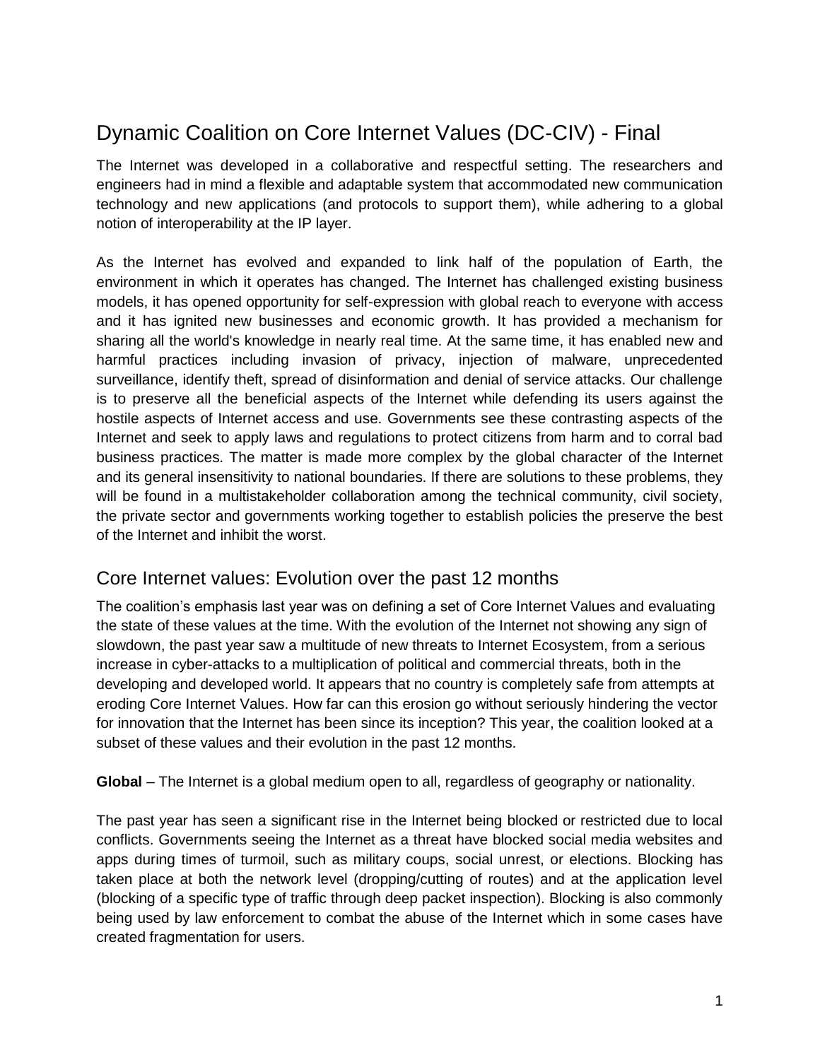# Dynamic Coalition on Core Internet Values (DC-CIV) - Final

The Internet was developed in a collaborative and respectful setting. The researchers and engineers had in mind a flexible and adaptable system that accommodated new communication technology and new applications (and protocols to support them), while adhering to a global notion of interoperability at the IP layer.

As the Internet has evolved and expanded to link half of the population of Earth, the environment in which it operates has changed. The Internet has challenged existing business models, it has opened opportunity for self-expression with global reach to everyone with access and it has ignited new businesses and economic growth. It has provided a mechanism for sharing all the world's knowledge in nearly real time. At the same time, it has enabled new and harmful practices including invasion of privacy, injection of malware, unprecedented surveillance, identify theft, spread of disinformation and denial of service attacks. Our challenge is to preserve all the beneficial aspects of the Internet while defending its users against the hostile aspects of Internet access and use. Governments see these contrasting aspects of the Internet and seek to apply laws and regulations to protect citizens from harm and to corral bad business practices. The matter is made more complex by the global character of the Internet and its general insensitivity to national boundaries. If there are solutions to these problems, they will be found in a multistakeholder collaboration among the technical community, civil society, the private sector and governments working together to establish policies the preserve the best of the Internet and inhibit the worst.

## Core Internet values: Evolution over the past 12 months

The coalition's emphasis last year was on defining a set of Core Internet Values and evaluating the state of these values at the time. With the evolution of the Internet not showing any sign of slowdown, the past year saw a multitude of new threats to Internet Ecosystem, from a serious increase in cyber-attacks to a multiplication of political and commercial threats, both in the developing and developed world. It appears that no country is completely safe from attempts at eroding Core Internet Values. How far can this erosion go without seriously hindering the vector for innovation that the Internet has been since its inception? This year, the coalition looked at a subset of these values and their evolution in the past 12 months.

**Global** – The Internet is a global medium open to all, regardless of geography or nationality.

The past year has seen a significant rise in the Internet being blocked or restricted due to local conflicts. Governments seeing the Internet as a threat have blocked social media websites and apps during times of turmoil, such as military coups, social unrest, or elections. Blocking has taken place at both the network level (dropping/cutting of routes) and at the application level (blocking of a specific type of traffic through deep packet inspection). Blocking is also commonly being used by law enforcement to combat the abuse of the Internet which in some cases have created fragmentation for users.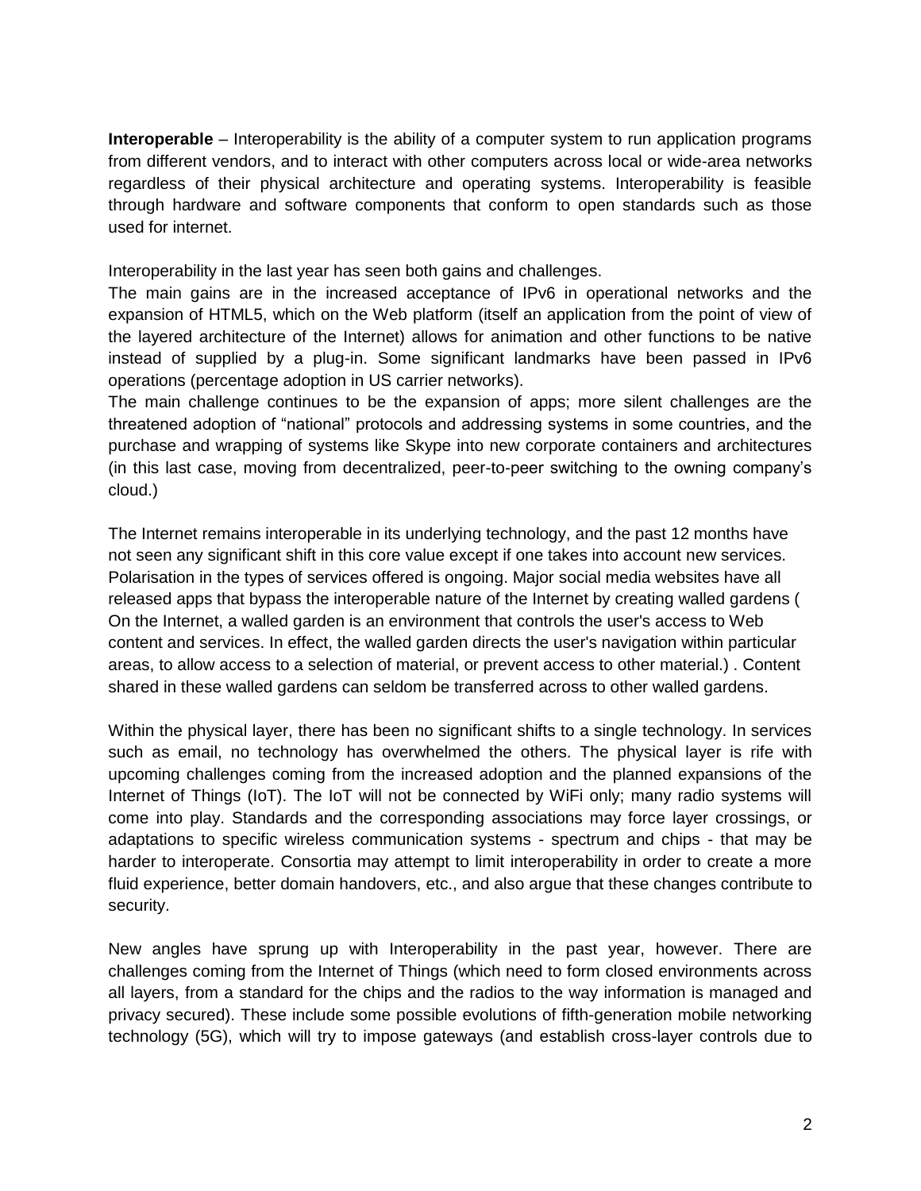**Interoperable** – Interoperability is the ability of a computer system to run application programs from different vendors, and to interact with other computers across local or wide-area networks regardless of their physical architecture and operating systems. Interoperability is feasible through hardware and software components that conform to open standards such as those used for internet.

Interoperability in the last year has seen both gains and challenges.

The main gains are in the increased acceptance of IPv6 in operational networks and the expansion of HTML5, which on the Web platform (itself an application from the point of view of the layered architecture of the Internet) allows for animation and other functions to be native instead of supplied by a plug-in. Some significant landmarks have been passed in IPv6 operations (percentage adoption in US carrier networks).

The main challenge continues to be the expansion of apps; more silent challenges are the threatened adoption of "national" protocols and addressing systems in some countries, and the purchase and wrapping of systems like Skype into new corporate containers and architectures (in this last case, moving from decentralized, peer-to-peer switching to the owning company's cloud.)

The Internet remains interoperable in its underlying technology, and the past 12 months have not seen any significant shift in this core value except if one takes into account new services. Polarisation in the types of services offered is ongoing. Major social media websites have all released apps that bypass the interoperable nature of the Internet by creating walled gardens ( On the Internet, a walled garden is an environment that controls the user's access to Web content and services. In effect, the walled garden directs the user's navigation within particular areas, to allow access to a selection of material, or prevent access to other material.) . Content shared in these walled gardens can seldom be transferred across to other walled gardens.

Within the physical layer, there has been no significant shifts to a single technology. In services such as email, no technology has overwhelmed the others. The physical layer is rife with upcoming challenges coming from the increased adoption and the planned expansions of the Internet of Things (IoT). The IoT will not be connected by WiFi only; many radio systems will come into play. Standards and the corresponding associations may force layer crossings, or adaptations to specific wireless communication systems - spectrum and chips - that may be harder to interoperate. Consortia may attempt to limit interoperability in order to create a more fluid experience, better domain handovers, etc., and also argue that these changes contribute to security.

New angles have sprung up with Interoperability in the past year, however. There are challenges coming from the Internet of Things (which need to form closed environments across all layers, from a standard for the chips and the radios to the way information is managed and privacy secured). These include some possible evolutions of fifth-generation mobile networking technology (5G), which will try to impose gateways (and establish cross-layer controls due to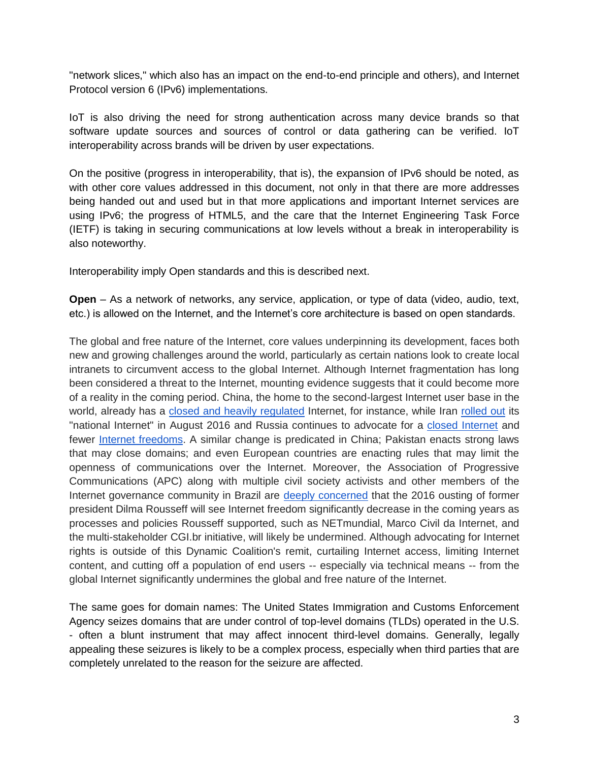"network slices," which also has an impact on the end-to-end principle and others), and Internet Protocol version 6 (IPv6) implementations.

IoT is also driving the need for strong authentication across many device brands so that software update sources and sources of control or data gathering can be verified. IoT interoperability across brands will be driven by user expectations.

On the positive (progress in interoperability, that is), the expansion of IPv6 should be noted, as with other core values addressed in this document, not only in that there are more addresses being handed out and used but in that more applications and important Internet services are using IPv6; the progress of HTML5, and the care that the Internet Engineering Task Force (IETF) is taking in securing communications at low levels without a break in interoperability is also noteworthy.

Interoperability imply Open standards and this is described next.

**Open** – As a network of networks, any service, application, or type of data (video, audio, text, etc.) is allowed on the Internet, and the Internet's core architecture is based on open standards.

The global and free nature of the Internet, core values underpinning its development, faces both new and growing challenges around the world, particularly as certain nations look to create local intranets to circumvent access to the global Internet. Although Internet fragmentation has long been considered a threat to the Internet, mounting evidence suggests that it could become more of a reality in the coming period. China, the home to the second-largest Internet user base in the world, already has a closed and heavily regulated Internet, for instance, while Iran rolled out its "national Internet" in August 2016 and Russia continues to advocate for a closed Internet and fewer Internet freedoms. A similar change is predicated in China; Pakistan enacts strong laws that may close domains; and even European countries are enacting rules that may limit the openness of communications over the Internet. Moreover, the Association of Progressive Communications (APC) along with multiple civil society activists and other members of the Internet governance community in Brazil are deeply concerned that the 2016 ousting of former president Dilma Rousseff will see Internet freedom significantly decrease in the coming years as processes and policies Rousseff supported, such as NETmundial, Marco Civil da Internet, and the multi-stakeholder CGI.br initiative, will likely be undermined. Although advocating for Internet rights is outside of this Dynamic Coalition's remit, curtailing Internet access, limiting Internet content, and cutting off a population of end users -- especially via technical means -- from the global Internet significantly undermines the global and free nature of the Internet.

The same goes for domain names: The United States Immigration and Customs Enforcement Agency seizes domains that are under control of top-level domains (TLDs) operated in the U.S. - often a blunt instrument that may affect innocent third-level domains. Generally, legally appealing these seizures is likely to be a complex process, especially when third parties that are completely unrelated to the reason for the seizure are affected.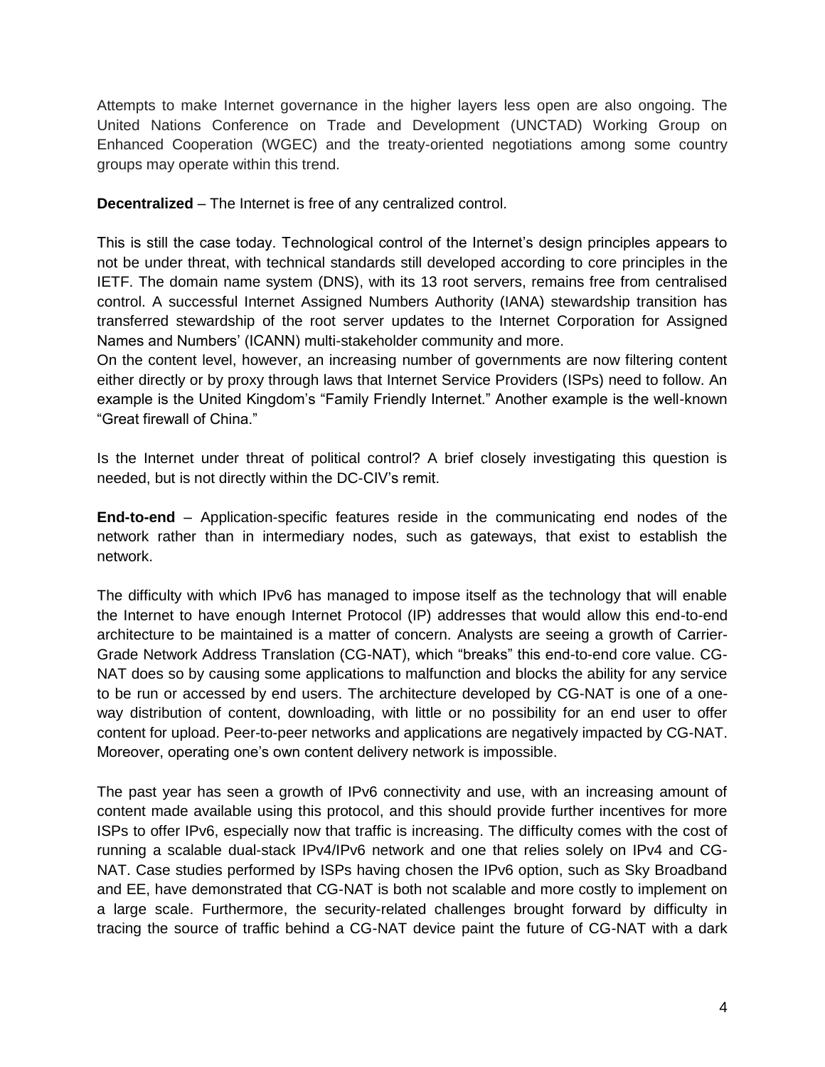Attempts to make Internet governance in the higher layers less open are also ongoing. The United Nations Conference on Trade and Development (UNCTAD) Working Group on Enhanced Cooperation (WGEC) and the treaty-oriented negotiations among some country groups may operate within this trend.

**Decentralized** – The Internet is free of any centralized control.

This is still the case today. Technological control of the Internet's design principles appears to not be under threat, with technical standards still developed according to core principles in the IETF. The domain name system (DNS), with its 13 root servers, remains free from centralised control. A successful Internet Assigned Numbers Authority (IANA) stewardship transition has transferred stewardship of the root server updates to the Internet Corporation for Assigned Names and Numbers' (ICANN) multi-stakeholder community and more.
On the content level, however, an increasing number of governments are now filtering content either directly or by proxy through laws that Internet Service Providers (ISPs) need to follow. An example is the United Kingdom's "Family Friendly Internet." Another example is the well-known "Great firewall of China."

Is the Internet under threat of political control? A brief closely investigating this question is needed, but is not directly within the DC-CIV's remit.

**End-to-end** – Application-specific features reside in the communicating end nodes of the network rather than in intermediary nodes, such as gateways, that exist to establish the network.

The difficulty with which IPv6 has managed to impose itself as the technology that will enable the Internet to have enough Internet Protocol (IP) addresses that would allow this end-to-end architecture to be maintained is a matter of concern. Analysts are seeing a growth of Carrier-Grade Network Address Translation (CG-NAT), which "breaks" this end-to-end core value. CG-NAT does so by causing some applications to malfunction and blocks the ability for any service to be run or accessed by end users. The architecture developed by CG-NAT is one of a one-way distribution of content, downloading, with little or no possibility for an end user to offer content for upload. Peer-to-peer networks and applications are negatively impacted by CG-NAT. Moreover, operating one's own content delivery network is impossible.

The past year has seen a growth of IPv6 connectivity and use, with an increasing amount of content made available using this protocol, and this should provide further incentives for more ISPs to offer IPv6, especially now that traffic is increasing. The difficulty comes with the cost of running a scalable dual-stack IPv4/IPv6 network and one that relies solely on IPv4 and CG-NAT. Case studies performed by ISPs having chosen the IPv6 option, such as Sky Broadband and EE, have demonstrated that CG-NAT is both not scalable and more costly to implement on a large scale. Furthermore, the security-related challenges brought forward by difficulty in tracing the source of traffic behind a CG-NAT device paint the future of CG-NAT with a dark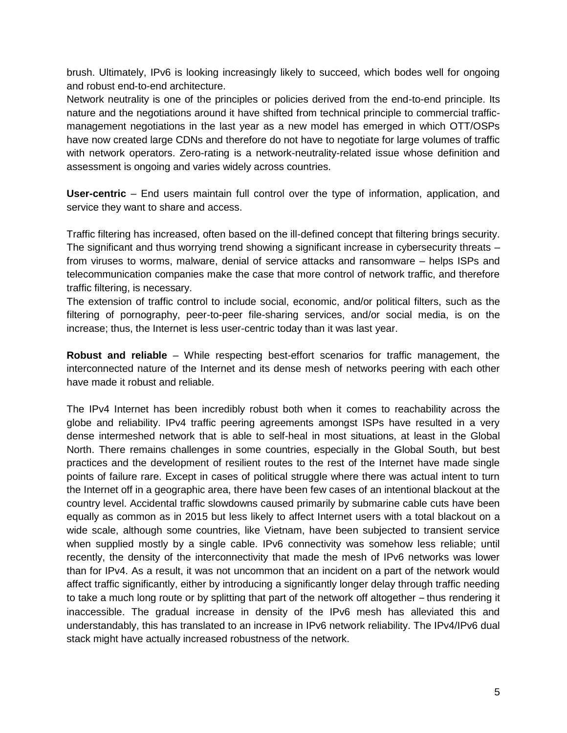brush. Ultimately, IPv6 is looking increasingly likely to succeed, which bodes well for ongoing and robust end-to-end architecture.

Network neutrality is one of the principles or policies derived from the end-to-end principle. Its nature and the negotiations around it have shifted from technical principle to commercial traffic-management negotiations in the last year as a new model has emerged in which OTT/OSPs have now created large CDNs and therefore do not have to negotiate for large volumes of traffic with network operators. Zero-rating is a network-neutrality-related issue whose definition and assessment is ongoing and varies widely across countries.

**User-centric** – End users maintain full control over the type of information, application, and service they want to share and access.

Traffic filtering has increased, often based on the ill-defined concept that filtering brings security. The significant and thus worrying trend showing a significant increase in cybersecurity threats – from viruses to worms, malware, denial of service attacks and ransomware – helps ISPs and telecommunication companies make the case that more control of network traffic, and therefore traffic filtering, is necessary.

The extension of traffic control to include social, economic, and/or political filters, such as the filtering of pornography, peer-to-peer file-sharing services, and/or social media, is on the increase; thus, the Internet is less user-centric today than it was last year.

**Robust and reliable** – While respecting best-effort scenarios for traffic management, the interconnected nature of the Internet and its dense mesh of networks peering with each other have made it robust and reliable.

The IPv4 Internet has been incredibly robust both when it comes to reachability across the globe and reliability. IPv4 traffic peering agreements amongst ISPs have resulted in a very dense intermeshed network that is able to self-heal in most situations, at least in the Global North. There remains challenges in some countries, especially in the Global South, but best practices and the development of resilient routes to the rest of the Internet have made single points of failure rare. Except in cases of political struggle where there was actual intent to turn the Internet off in a geographic area, there have been few cases of an intentional blackout at the country level. Accidental traffic slowdowns caused primarily by submarine cable cuts have been equally as common as in 2015 but less likely to affect Internet users with a total blackout on a wide scale, although some countries, like Vietnam, have been subjected to transient service when supplied mostly by a single cable. IPv6 connectivity was somehow less reliable; until recently, the density of the interconnectivity that made the mesh of IPv6 networks was lower than for IPv4. As a result, it was not uncommon that an incident on a part of the network would affect traffic significantly, either by introducing a significantly longer delay through traffic needing to take a much long route or by splitting that part of the network off altogether – thus rendering it inaccessible. The gradual increase in density of the IPv6 mesh has alleviated this and understandably, this has translated to an increase in IPv6 network reliability. The IPv4/IPv6 dual stack might have actually increased robustness of the network.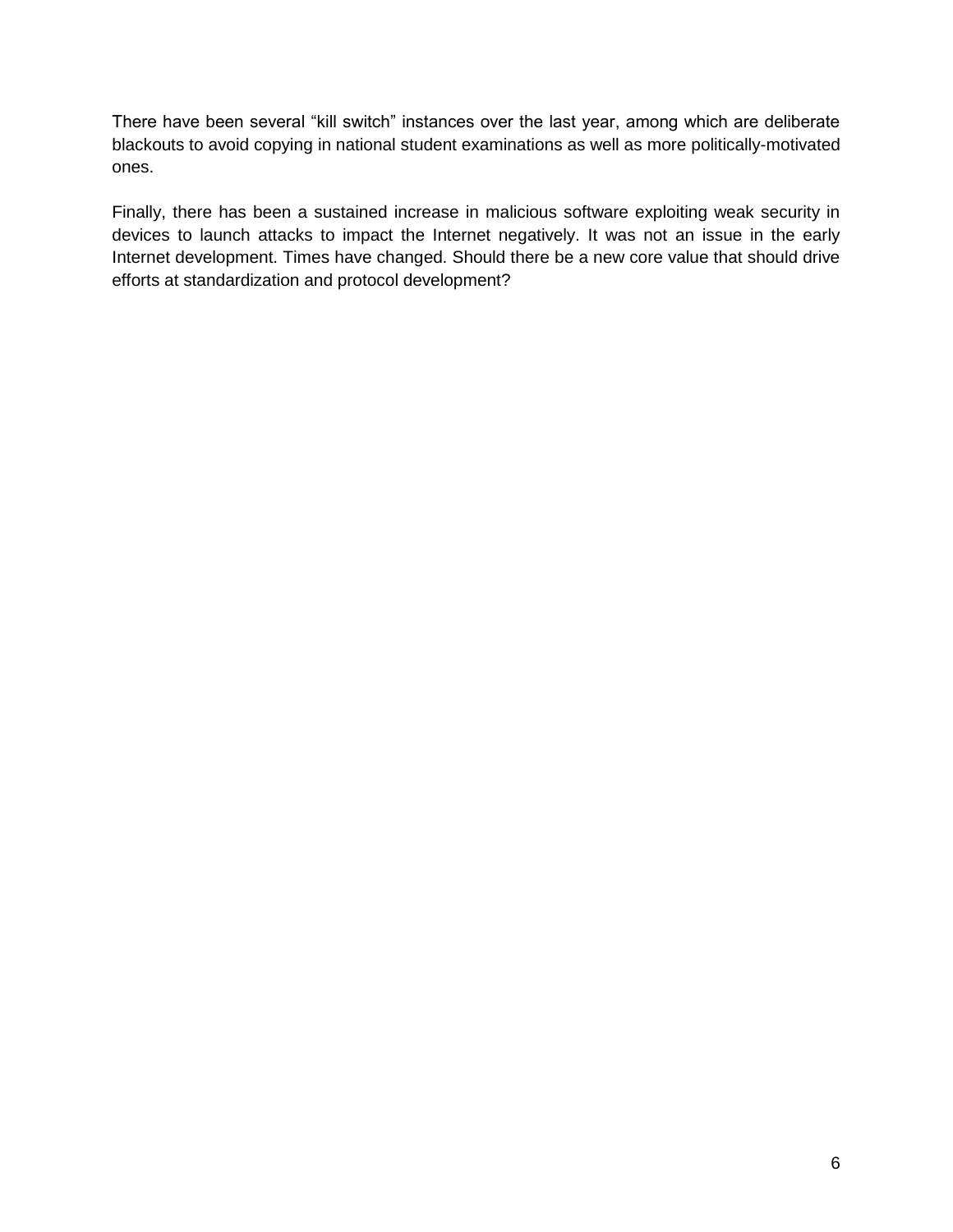There have been several “kill switch” instances over the last year, among which are deliberate blackouts to avoid copying in national student examinations as well as more politically-motivated ones.

Finally, there has been a sustained increase in malicious software exploiting weak security in devices to launch attacks to impact the Internet negatively. It was not an issue in the early Internet development. Times have changed. Should there be a new core value that should drive efforts at standardization and protocol development?